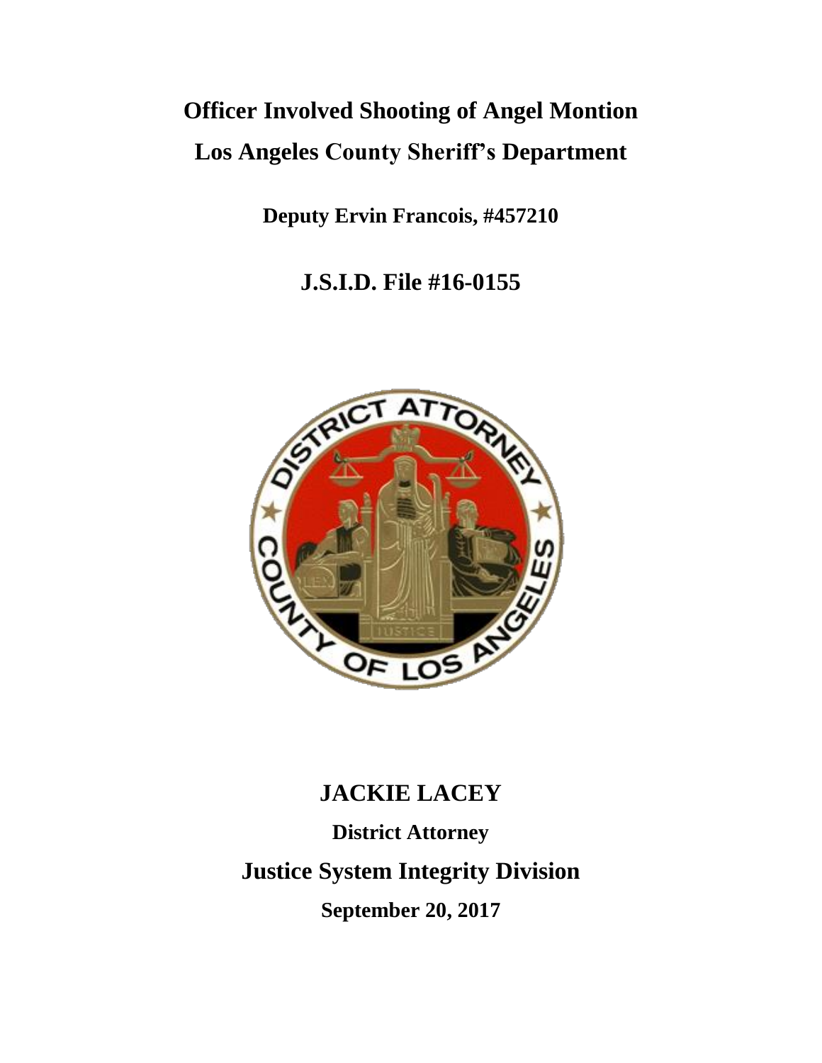# Officer Involved Shooting of Angel Montion

# Los Angeles County Sheriff's Department

**Deputy Ervin Francois, #457210**

## J.S.I.D. File #16-0155

## JACKIE LACEY

**District Attorney**

## Justice System Integrity Division

**September 20, 2017**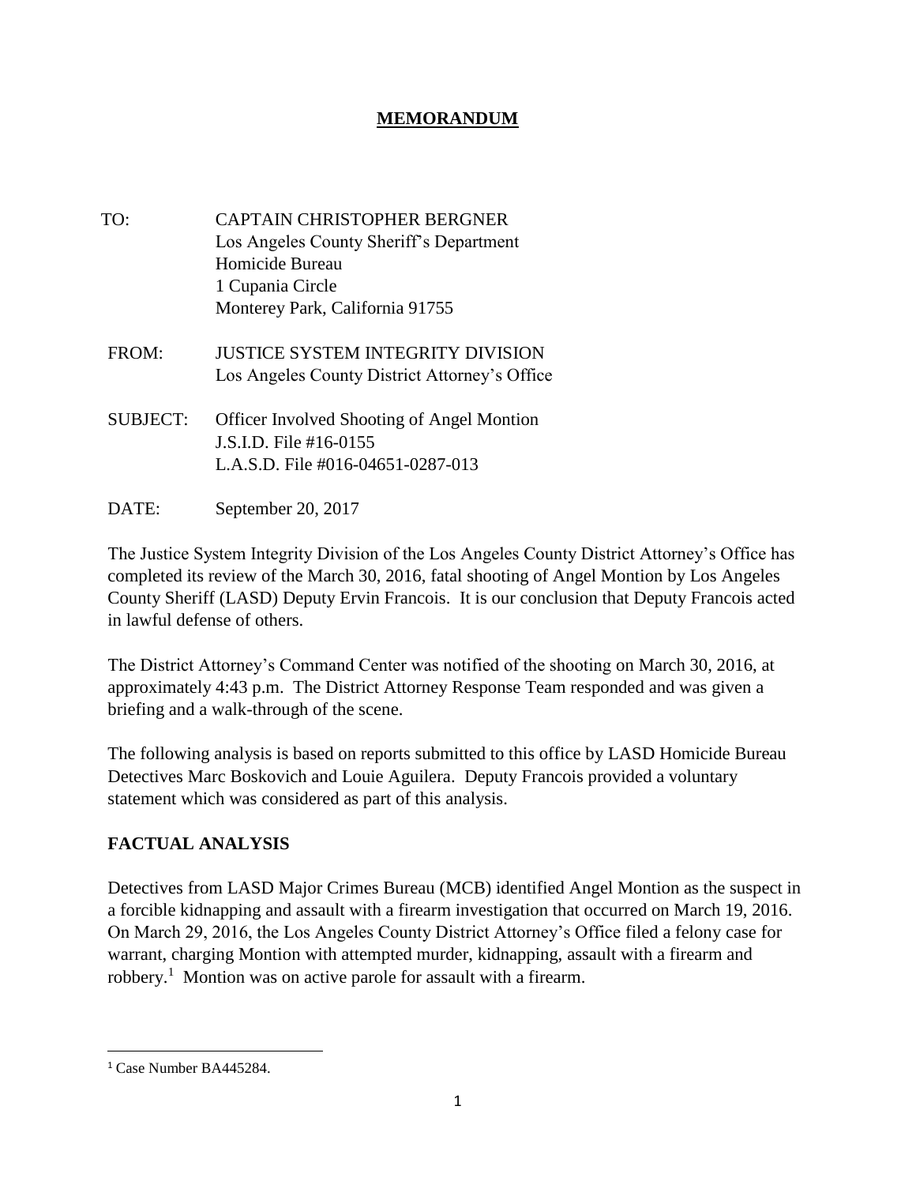# MEMORANDUM

TO: CAPTAIN CHRISTOPHER BERGNER
Los Angeles County Sheriff's Department
Homicide Bureau
1 Cupania Circle
Monterey Park, California 91755

FROM: JUSTICE SYSTEM INTEGRITY DIVISION
Los Angeles County District Attorney's Office

SUBJECT: Officer Involved Shooting of Angel Montion
J.S.I.D. File #16-0155
L.A.S.D. File #016-04651-0287-013

DATE: September 20, 2017

The Justice System Integrity Division of the Los Angeles County District Attorney's Office has completed its review of the March 30, 2016, fatal shooting of Angel Montion by Los Angeles County Sheriff (LASD) Deputy Ervin Francois. It is our conclusion that Deputy Francois acted in lawful defense of others.

The District Attorney's Command Center was notified of the shooting on March 30, 2016, at approximately 4:43 p.m. The District Attorney Response Team responded and was given a briefing and a walk-through of the scene.

The following analysis is based on reports submitted to this office by LASD Homicide Bureau Detectives Marc Boskovich and Louie Aguilera. Deputy Francois provided a voluntary statement which was considered as part of this analysis.

## FACTUAL ANALYSIS

Detectives from LASD Major Crimes Bureau (MCB) identified Angel Montion as the suspect in a forcible kidnapping and assault with a firearm investigation that occurred on March 19, 2016. On March 29, 2016, the Los Angeles County District Attorney's Office filed a felony case for warrant, charging Montion with attempted murder, kidnapping, assault with a firearm and robbery.[1] Montion was on active parole for assault with a firearm.

[1] Case Number BA445284.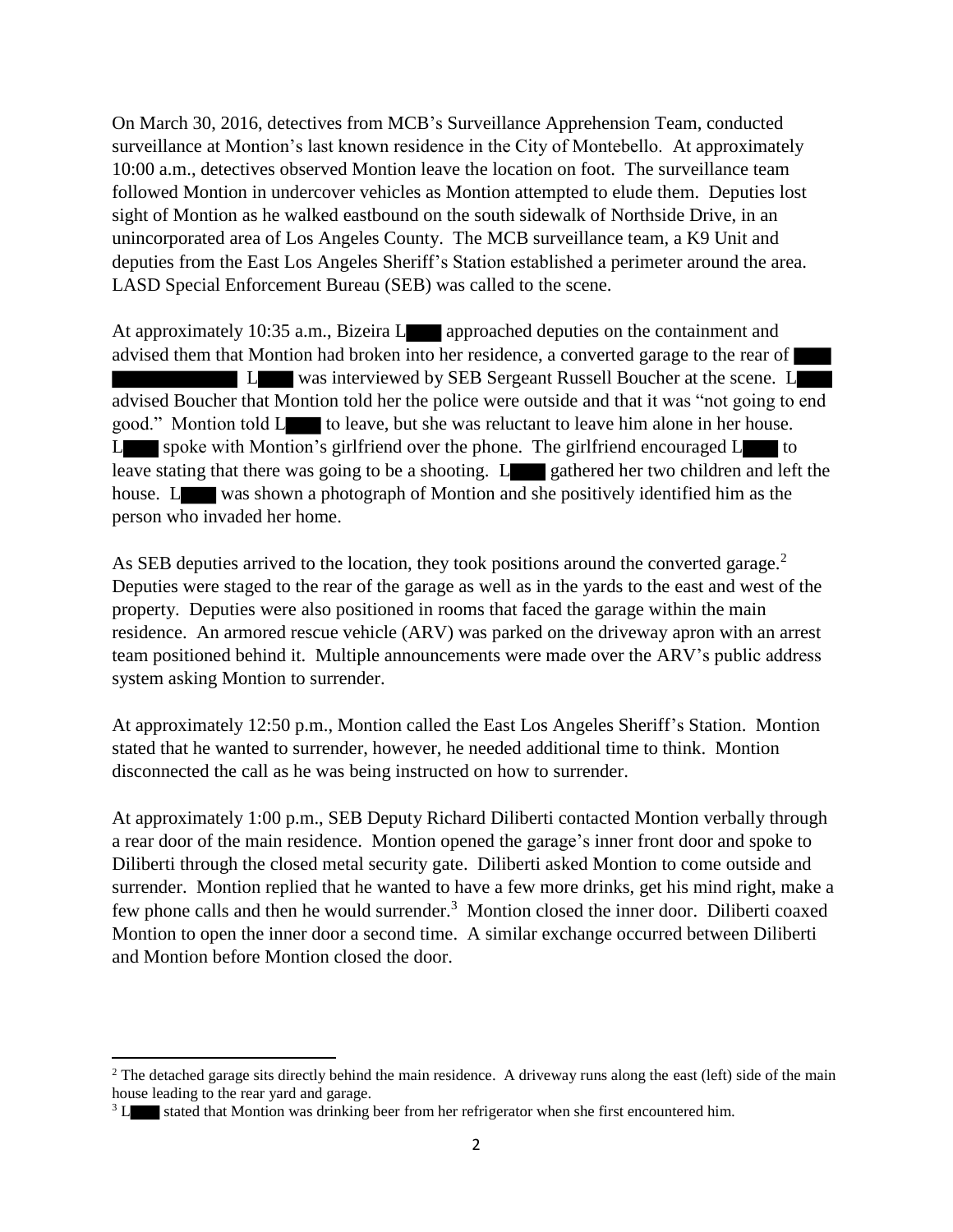On March 30, 2016, detectives from MCB's Surveillance Apprehension Team, conducted surveillance at Montion's last known residence in the City of Montebello. At approximately 10:00 a.m., detectives observed Montion leave the location on foot. The surveillance team followed Montion in undercover vehicles as Montion attempted to elude them. Deputies lost sight of Montion as he walked eastbound on the south sidewalk of Northside Drive, in an unincorporated area of Los Angeles County. The MCB surveillance team, a K9 Unit and deputies from the East Los Angeles Sheriff's Station established a perimeter around the area. LASD Special Enforcement Bureau (SEB) was called to the scene.

At approximately 10:35 a.m., Bizeira L████ approached deputies on the containment and advised them that Montion had broken into her residence, a converted garage to the rear of ████ ████████████. L████ was interviewed by SEB Sergeant Russell Boucher at the scene. L████ advised Boucher that Montion told her the police were outside and that it was "not going to end good." Montion told L████ to leave, but she was reluctant to leave him alone in her house. L████ spoke with Montion's girlfriend over the phone. The girlfriend encouraged L████ to leave stating that there was going to be a shooting. L████ gathered her two children and left the house. L████ was shown a photograph of Montion and she positively identified him as the person who invaded her home.

As SEB deputies arrived to the location, they took positions around the converted garage.[2] Deputies were staged to the rear of the garage as well as in the yards to the east and west of the property. Deputies were also positioned in rooms that faced the garage within the main residence. An armored rescue vehicle (ARV) was parked on the driveway apron with an arrest team positioned behind it. Multiple announcements were made over the ARV's public address system asking Montion to surrender.

At approximately 12:50 p.m., Montion called the East Los Angeles Sheriff's Station. Montion stated that he wanted to surrender, however, he needed additional time to think. Montion disconnected the call as he was being instructed on how to surrender.

At approximately 1:00 p.m., SEB Deputy Richard Diliberti contacted Montion verbally through a rear door of the main residence. Montion opened the garage's inner front door and spoke to Diliberti through the closed metal security gate. Diliberti asked Montion to come outside and surrender. Montion replied that he wanted to have a few more drinks, get his mind right, make a few phone calls and then he would surrender.[3] Montion closed the inner door. Diliberti coaxed Montion to open the inner door a second time. A similar exchange occurred between Diliberti and Montion before Montion closed the door.

---

[2] The detached garage sits directly behind the main residence. A driveway runs along the east (left) side of the main house leading to the rear yard and garage.

[3] L████ stated that Montion was drinking beer from her refrigerator when she first encountered him.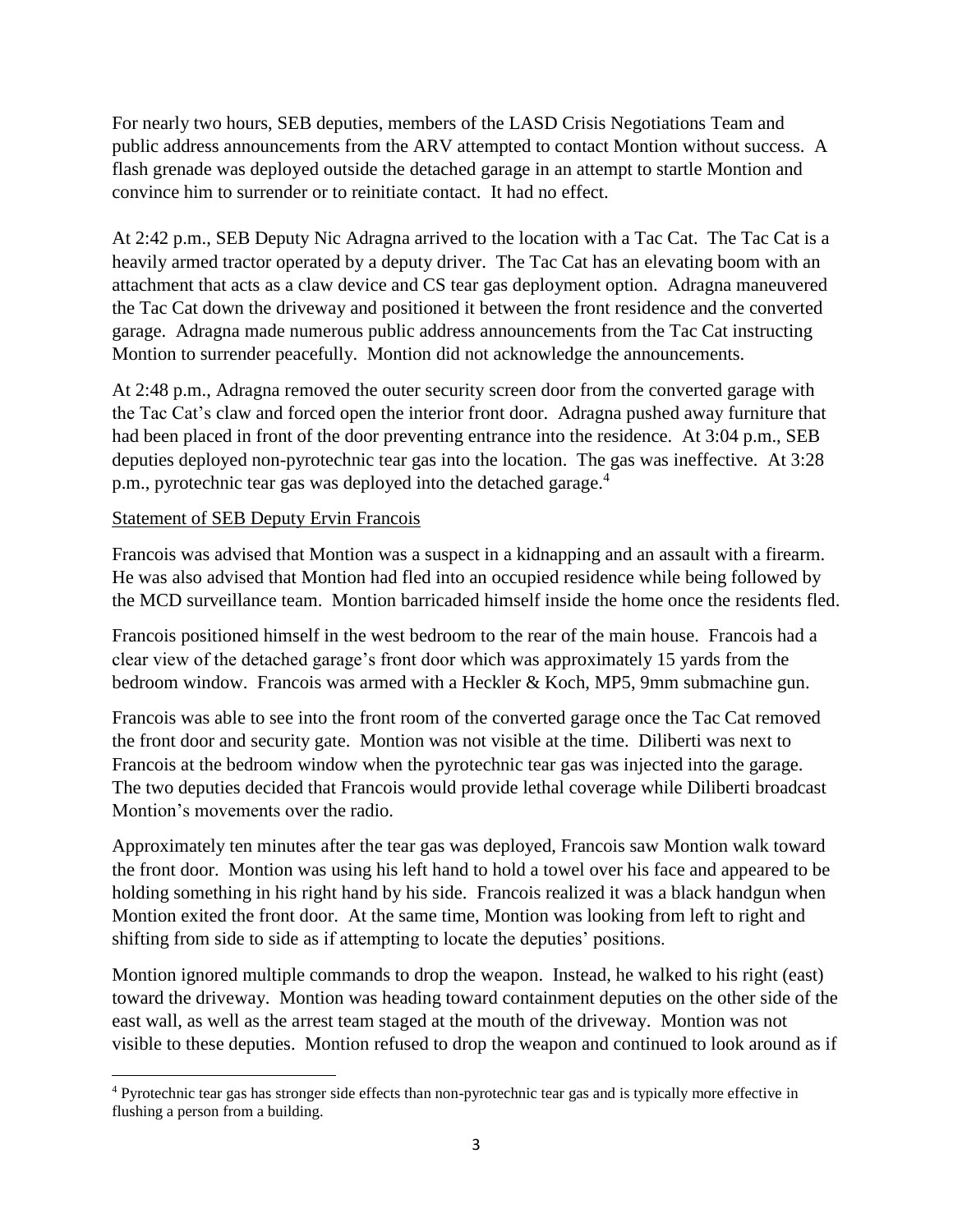For nearly two hours, SEB deputies, members of the LASD Crisis Negotiations Team and public address announcements from the ARV attempted to contact Montion without success. A flash grenade was deployed outside the detached garage in an attempt to startle Montion and convince him to surrender or to reinitiate contact. It had no effect.

At 2:42 p.m., SEB Deputy Nic Adragna arrived to the location with a Tac Cat. The Tac Cat is a heavily armed tractor operated by a deputy driver. The Tac Cat has an elevating boom with an attachment that acts as a claw device and CS tear gas deployment option. Adragna maneuvered the Tac Cat down the driveway and positioned it between the front residence and the converted garage. Adragna made numerous public address announcements from the Tac Cat instructing Montion to surrender peacefully. Montion did not acknowledge the announcements.

At 2:48 p.m., Adragna removed the outer security screen door from the converted garage with the Tac Cat's claw and forced open the interior front door. Adragna pushed away furniture that had been placed in front of the door preventing entrance into the residence. At 3:04 p.m., SEB deputies deployed non-pyrotechnic tear gas into the location. The gas was ineffective. At 3:28 p.m., pyrotechnic tear gas was deployed into the detached garage.[4]

<u>Statement of SEB Deputy Ervin Francois</u>

Francois was advised that Montion was a suspect in a kidnapping and an assault with a firearm. He was also advised that Montion had fled into an occupied residence while being followed by the MCD surveillance team. Montion barricaded himself inside the home once the residents fled.

Francois positioned himself in the west bedroom to the rear of the main house. Francois had a clear view of the detached garage's front door which was approximately 15 yards from the bedroom window. Francois was armed with a Heckler & Koch, MP5, 9mm submachine gun.

Francois was able to see into the front room of the converted garage once the Tac Cat removed the front door and security gate. Montion was not visible at the time. Diliberti was next to Francois at the bedroom window when the pyrotechnic tear gas was injected into the garage. The two deputies decided that Francois would provide lethal coverage while Diliberti broadcast Montion's movements over the radio.

Approximately ten minutes after the tear gas was deployed, Francois saw Montion walk toward the front door. Montion was using his left hand to hold a towel over his face and appeared to be holding something in his right hand by his side. Francois realized it was a black handgun when Montion exited the front door. At the same time, Montion was looking from left to right and shifting from side to side as if attempting to locate the deputies' positions.

Montion ignored multiple commands to drop the weapon. Instead, he walked to his right (east) toward the driveway. Montion was heading toward containment deputies on the other side of the east wall, as well as the arrest team staged at the mouth of the driveway. Montion was not visible to these deputies. Montion refused to drop the weapon and continued to look around as if

---

[4] Pyrotechnic tear gas has stronger side effects than non-pyrotechnic tear gas and is typically more effective in flushing a person from a building.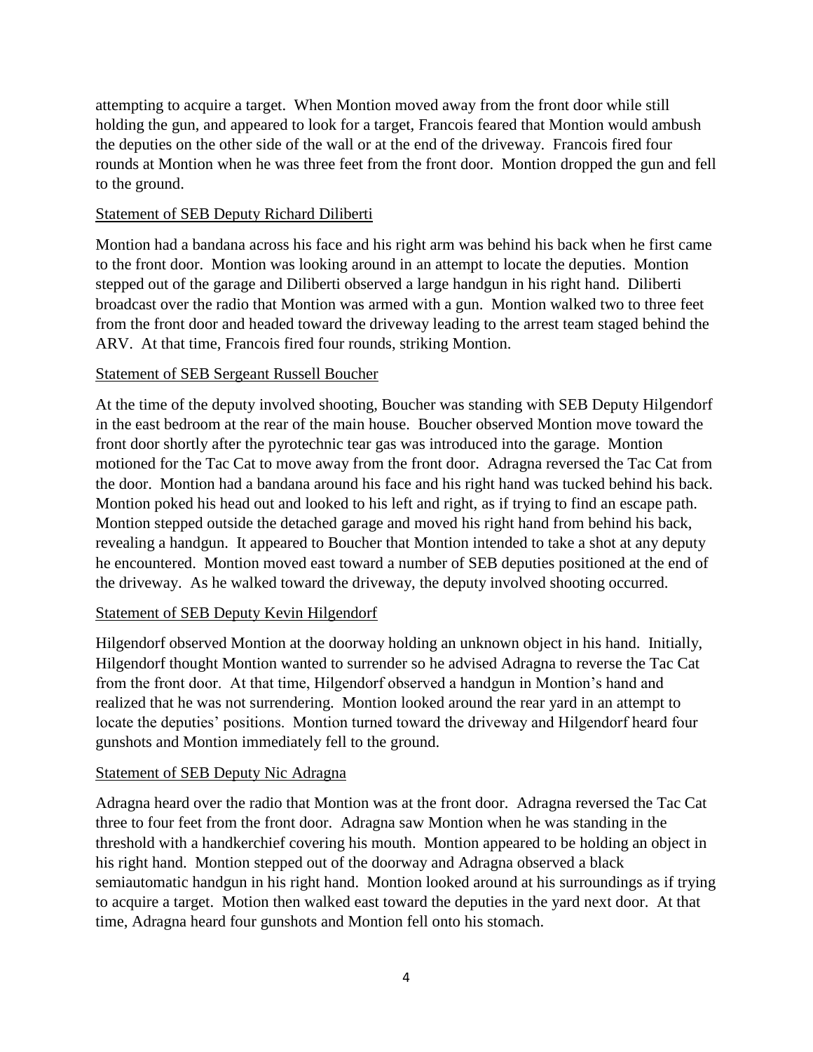attempting to acquire a target. When Montion moved away from the front door while still holding the gun, and appeared to look for a target, Francois feared that Montion would ambush the deputies on the other side of the wall or at the end of the driveway. Francois fired four rounds at Montion when he was three feet from the front door. Montion dropped the gun and fell to the ground.

<u>Statement of SEB Deputy Richard Diliberti</u>

Montion had a bandana across his face and his right arm was behind his back when he first came to the front door. Montion was looking around in an attempt to locate the deputies. Montion stepped out of the garage and Diliberti observed a large handgun in his right hand. Diliberti broadcast over the radio that Montion was armed with a gun. Montion walked two to three feet from the front door and headed toward the driveway leading to the arrest team staged behind the ARV. At that time, Francois fired four rounds, striking Montion.

<u>Statement of SEB Sergeant Russell Boucher</u>

At the time of the deputy involved shooting, Boucher was standing with SEB Deputy Hilgendorf in the east bedroom at the rear of the main house. Boucher observed Montion move toward the front door shortly after the pyrotechnic tear gas was introduced into the garage. Montion motioned for the Tac Cat to move away from the front door. Adragna reversed the Tac Cat from the door. Montion had a bandana around his face and his right hand was tucked behind his back. Montion poked his head out and looked to his left and right, as if trying to find an escape path. Montion stepped outside the detached garage and moved his right hand from behind his back, revealing a handgun. It appeared to Boucher that Montion intended to take a shot at any deputy he encountered. Montion moved east toward a number of SEB deputies positioned at the end of the driveway. As he walked toward the driveway, the deputy involved shooting occurred.

<u>Statement of SEB Deputy Kevin Hilgendorf</u>

Hilgendorf observed Montion at the doorway holding an unknown object in his hand. Initially, Hilgendorf thought Montion wanted to surrender so he advised Adragna to reverse the Tac Cat from the front door. At that time, Hilgendorf observed a handgun in Montion's hand and realized that he was not surrendering. Montion looked around the rear yard in an attempt to locate the deputies' positions. Montion turned toward the driveway and Hilgendorf heard four gunshots and Montion immediately fell to the ground.

<u>Statement of SEB Deputy Nic Adragna</u>

Adragna heard over the radio that Montion was at the front door. Adragna reversed the Tac Cat three to four feet from the front door. Adragna saw Montion when he was standing in the threshold with a handkerchief covering his mouth. Montion appeared to be holding an object in his right hand. Montion stepped out of the doorway and Adragna observed a black semiautomatic handgun in his right hand. Montion looked around at his surroundings as if trying to acquire a target. Motion then walked east toward the deputies in the yard next door. At that time, Adragna heard four gunshots and Montion fell onto his stomach.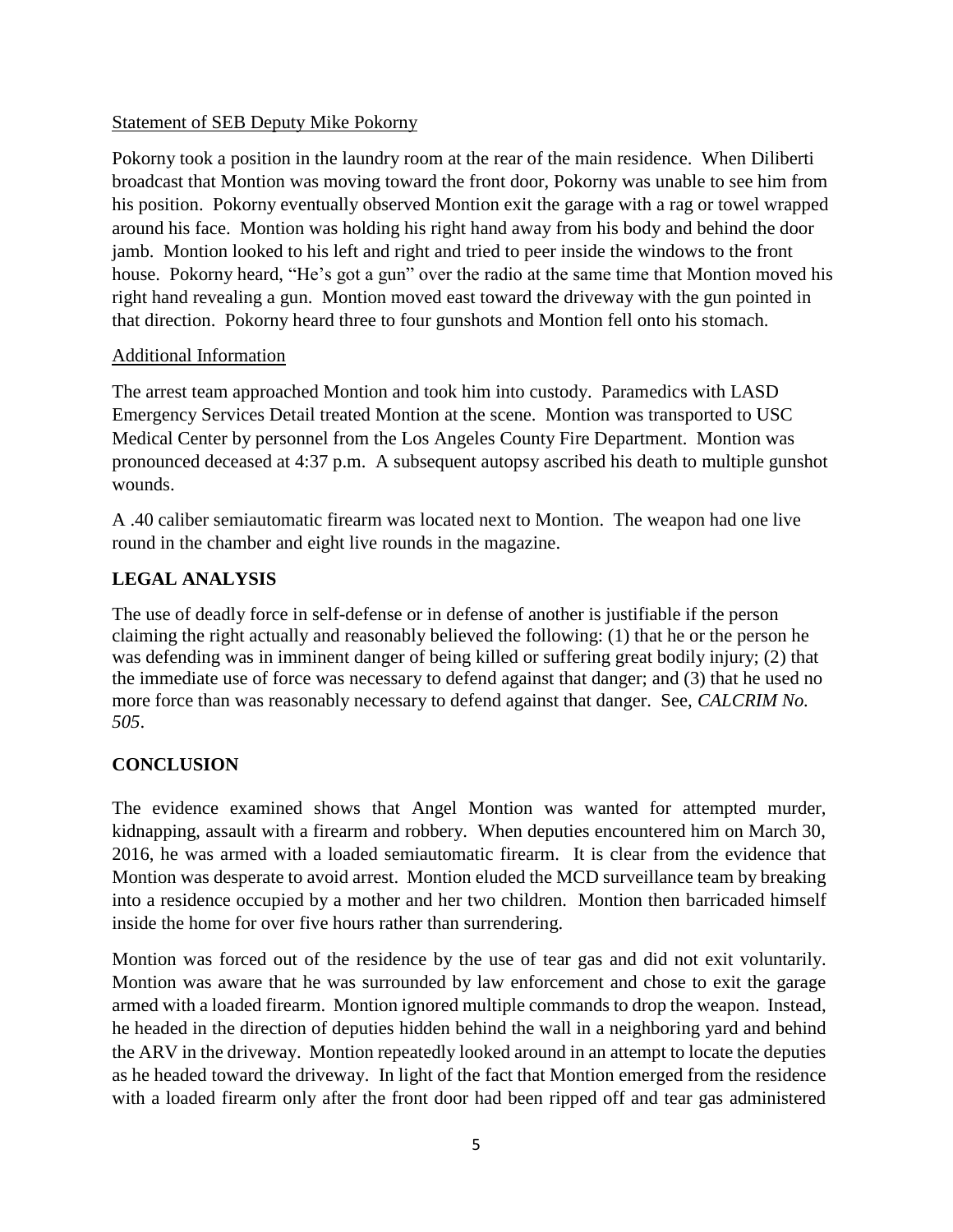Statement of SEB Deputy Mike Pokorny

Pokorny took a position in the laundry room at the rear of the main residence. When Diliberti broadcast that Montion was moving toward the front door, Pokorny was unable to see him from his position. Pokorny eventually observed Montion exit the garage with a rag or towel wrapped around his face. Montion was holding his right hand away from his body and behind the door jamb. Montion looked to his left and right and tried to peer inside the windows to the front house. Pokorny heard, "He's got a gun" over the radio at the same time that Montion moved his right hand revealing a gun. Montion moved east toward the driveway with the gun pointed in that direction. Pokorny heard three to four gunshots and Montion fell onto his stomach.

Additional Information

The arrest team approached Montion and took him into custody. Paramedics with LASD Emergency Services Detail treated Montion at the scene. Montion was transported to USC Medical Center by personnel from the Los Angeles County Fire Department. Montion was pronounced deceased at 4:37 p.m. A subsequent autopsy ascribed his death to multiple gunshot wounds.

A .40 caliber semiautomatic firearm was located next to Montion. The weapon had one live round in the chamber and eight live rounds in the magazine.

## LEGAL ANALYSIS

The use of deadly force in self-defense or in defense of another is justifiable if the person claiming the right actually and reasonably believed the following: (1) that he or the person he was defending was in imminent danger of being killed or suffering great bodily injury; (2) that the immediate use of force was necessary to defend against that danger; and (3) that he used no more force than was reasonably necessary to defend against that danger. See, *CALCRIM No. 505*.

## CONCLUSION

The evidence examined shows that Angel Montion was wanted for attempted murder, kidnapping, assault with a firearm and robbery. When deputies encountered him on March 30, 2016, he was armed with a loaded semiautomatic firearm. It is clear from the evidence that Montion was desperate to avoid arrest. Montion eluded the MCD surveillance team by breaking into a residence occupied by a mother and her two children. Montion then barricaded himself inside the home for over five hours rather than surrendering.

Montion was forced out of the residence by the use of tear gas and did not exit voluntarily. Montion was aware that he was surrounded by law enforcement and chose to exit the garage armed with a loaded firearm. Montion ignored multiple commands to drop the weapon. Instead, he headed in the direction of deputies hidden behind the wall in a neighboring yard and behind the ARV in the driveway. Montion repeatedly looked around in an attempt to locate the deputies as he headed toward the driveway. In light of the fact that Montion emerged from the residence with a loaded firearm only after the front door had been ripped off and tear gas administered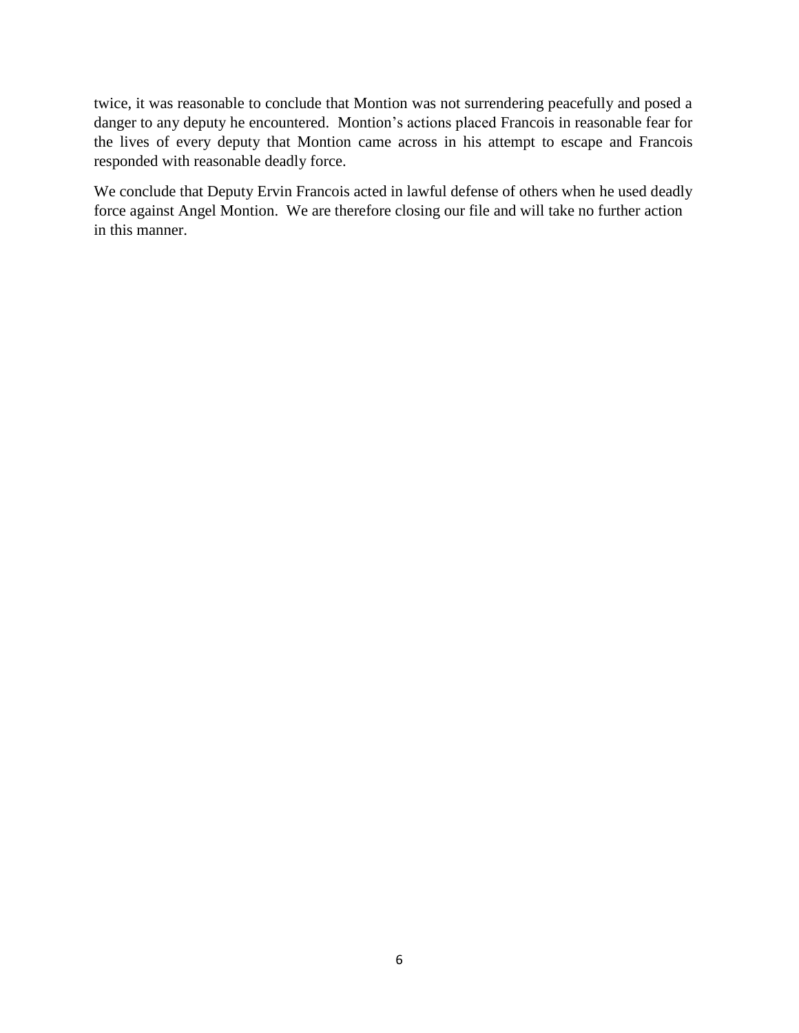twice, it was reasonable to conclude that Montion was not surrendering peacefully and posed a danger to any deputy he encountered. Montion's actions placed Francois in reasonable fear for the lives of every deputy that Montion came across in his attempt to escape and Francois responded with reasonable deadly force.

We conclude that Deputy Ervin Francois acted in lawful defense of others when he used deadly force against Angel Montion. We are therefore closing our file and will take no further action in this manner.